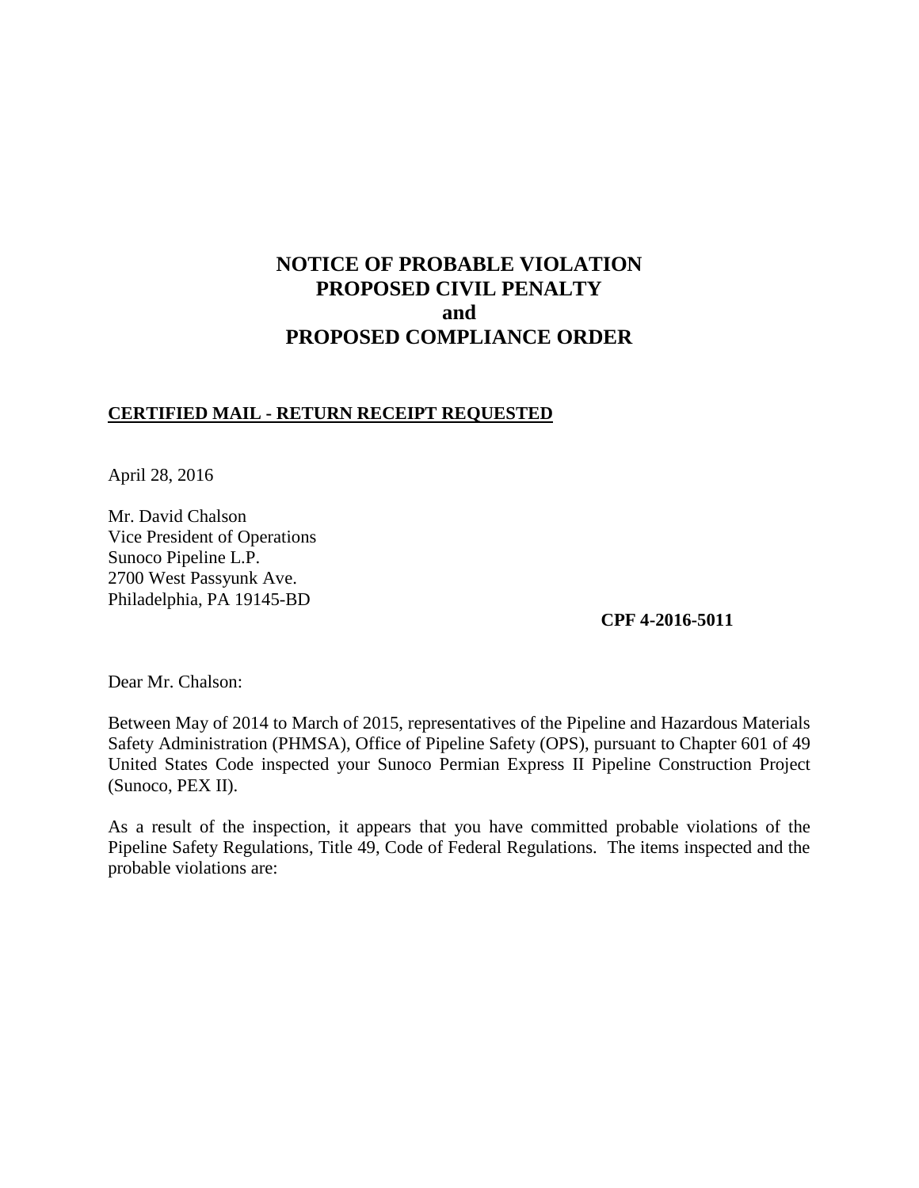# NOTICE OF PROBABLE VIOLATION
# PROPOSED CIVIL PENALTY
# and
# PROPOSED COMPLIANCE ORDER

**CERTIFIED MAIL - RETURN RECEIPT REQUESTED**

April 28, 2016

Mr. David Chalson  
Vice President of Operations  
Sunoco Pipeline L.P.  
2700 West Passyunk Ave.  
Philadelphia, PA 19145-BD

**CPF 4-2016-5011**

Dear Mr. Chalson:

Between May of 2014 to March of 2015, representatives of the Pipeline and Hazardous Materials Safety Administration (PHMSA), Office of Pipeline Safety (OPS), pursuant to Chapter 601 of 49 United States Code inspected your Sunoco Permian Express II Pipeline Construction Project (Sunoco, PEX II).

As a result of the inspection, it appears that you have committed probable violations of the Pipeline Safety Regulations, Title 49, Code of Federal Regulations. The items inspected and the probable violations are: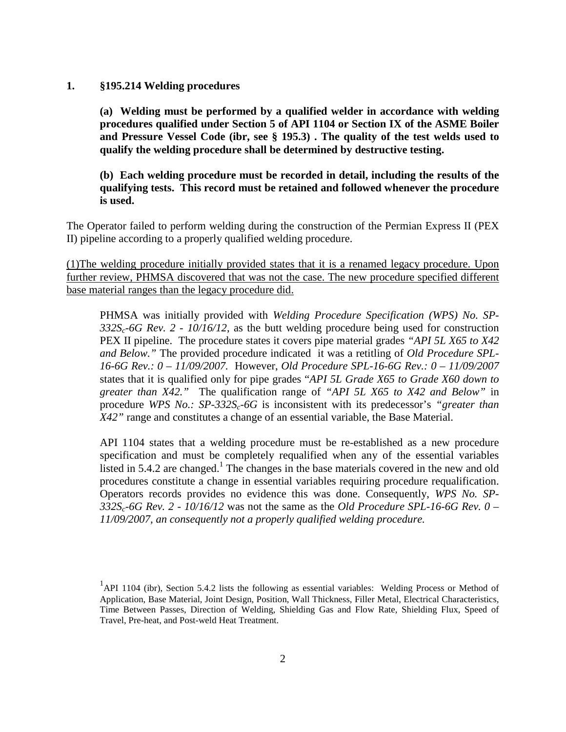**1. §195.214 Welding procedures**

> **(a) Welding must be performed by a qualified welder in accordance with welding procedures qualified under Section 5 of API 1104 or Section IX of the ASME Boiler and Pressure Vessel Code (ibr, see § 195.3) . The quality of the test welds used to qualify the welding procedure shall be determined by destructive testing.**
>
> **(b) Each welding procedure must be recorded in detail, including the results of the qualifying tests. This record must be retained and followed whenever the procedure is used.**

The Operator failed to perform welding during the construction of the Permian Express II (PEX II) pipeline according to a properly qualified welding procedure.

<u>(1)The welding procedure initially provided states that it is a renamed legacy procedure. Upon further review, PHMSA discovered that was not the case. The new procedure specified different base material ranges than the legacy procedure did.</u>

> PHMSA was initially provided with *Welding Procedure Specification (WPS) No. SP-332S$_c$-6G Rev. 2 - 10/16/12*, as the butt welding procedure being used for construction PEX II pipeline. The procedure states it covers pipe material grades *"API 5L X65 to X42 and Below."* The provided procedure indicated it was a retitling of *Old Procedure SPL-16-6G Rev.: 0 – 11/09/2007.* However, *Old Procedure SPL-16-6G Rev.: 0 – 11/09/2007* states that it is qualified only for pipe grades "*API 5L Grade X65 to Grade X60 down to greater than X42."* The qualification range of *"API 5L X65 to X42 and Below"* in procedure *WPS No.: SP-332S$_c$-6G* is inconsistent with its predecessor's *"greater than X42"* range and constitutes a change of an essential variable, the Base Material.
>
> API 1104 states that a welding procedure must be re-established as a new procedure specification and must be completely requalified when any of the essential variables listed in 5.4.2 are changed.[1] The changes in the base materials covered in the new and old procedures constitute a change in essential variables requiring procedure requalification. Operators records provides no evidence this was done. Consequently, *WPS No. SP-332S$_c$-6G Rev. 2 - 10/16/12* was not the same as the *Old Procedure SPL-16-6G Rev. 0 – 11/09/2007, an consequently not a properly qualified welding procedure.*

[1]API 1104 (ibr), Section 5.4.2 lists the following as essential variables: Welding Process or Method of Application, Base Material, Joint Design, Position, Wall Thickness, Filler Metal, Electrical Characteristics, Time Between Passes, Direction of Welding, Shielding Gas and Flow Rate, Shielding Flux, Speed of Travel, Pre-heat, and Post-weld Heat Treatment.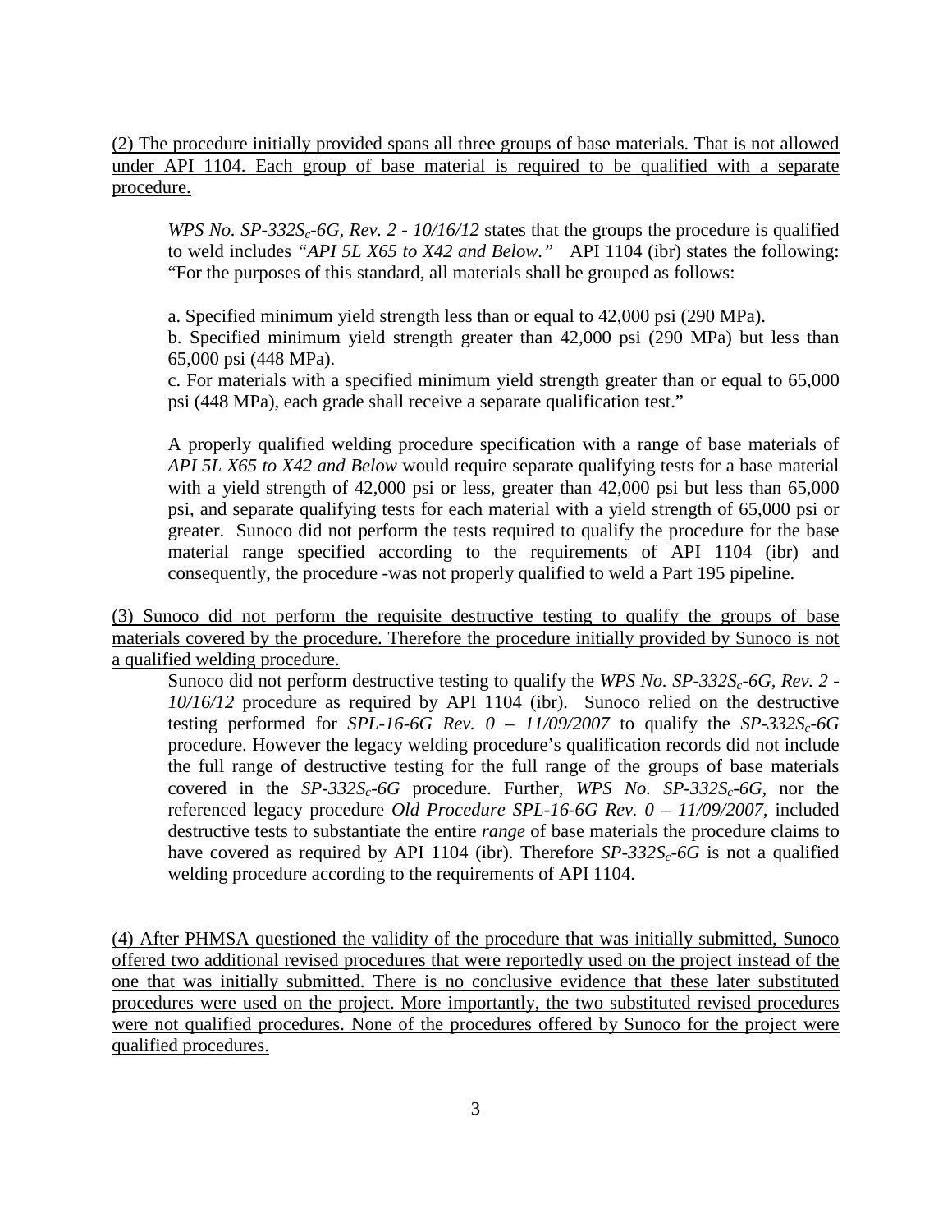<u>(2) The procedure initially provided spans all three groups of base materials. That is not allowed under API 1104. Each group of base material is required to be qualified with a separate procedure.</u>

> *WPS No. SP-332$S_c$-6G, Rev. 2 - 10/16/12* states that the groups the procedure is qualified to weld includes *"API 5L X65 to X42 and Below."* API 1104 (ibr) states the following: "For the purposes of this standard, all materials shall be grouped as follows:
>
> a. Specified minimum yield strength less than or equal to 42,000 psi (290 MPa).
> b. Specified minimum yield strength greater than 42,000 psi (290 MPa) but less than 65,000 psi (448 MPa).
> c. For materials with a specified minimum yield strength greater than or equal to 65,000 psi (448 MPa), each grade shall receive a separate qualification test."
>
> A properly qualified welding procedure specification with a range of base materials of *API 5L X65 to X42 and Below* would require separate qualifying tests for a base material with a yield strength of 42,000 psi or less, greater than 42,000 psi but less than 65,000 psi, and separate qualifying tests for each material with a yield strength of 65,000 psi or greater. Sunoco did not perform the tests required to qualify the procedure for the base material range specified according to the requirements of API 1104 (ibr) and consequently, the procedure -was not properly qualified to weld a Part 195 pipeline.

<u>(3) Sunoco did not perform the requisite destructive testing to qualify the groups of base materials covered by the procedure. Therefore the procedure initially provided by Sunoco is not a qualified welding procedure.</u>

> Sunoco did not perform destructive testing to qualify the *WPS No. SP-332$S_c$-6G, Rev. 2 - 10/16/12* procedure as required by API 1104 (ibr). Sunoco relied on the destructive testing performed for *SPL-16-6G Rev. 0 – 11/09/2007* to qualify the *SP-332$S_c$-6G* procedure. However the legacy welding procedure's qualification records did not include the full range of destructive testing for the full range of the groups of base materials covered in the *SP-332$S_c$-6G* procedure. Further, *WPS No. SP-332$S_c$-6G,* nor the referenced legacy procedure *Old Procedure SPL-16-6G Rev. 0 – 11/09/2007,* included destructive tests to substantiate the entire *range* of base materials the procedure claims to have covered as required by API 1104 (ibr). Therefore *SP-332$S_c$-6G* is not a qualified welding procedure according to the requirements of API 1104.

<u>(4) After PHMSA questioned the validity of the procedure that was initially submitted, Sunoco offered two additional revised procedures that were reportedly used on the project instead of the one that was initially submitted. There is no conclusive evidence that these later substituted procedures were used on the project. More importantly, the two substituted revised procedures were not qualified procedures. None of the procedures offered by Sunoco for the project were qualified procedures.</u>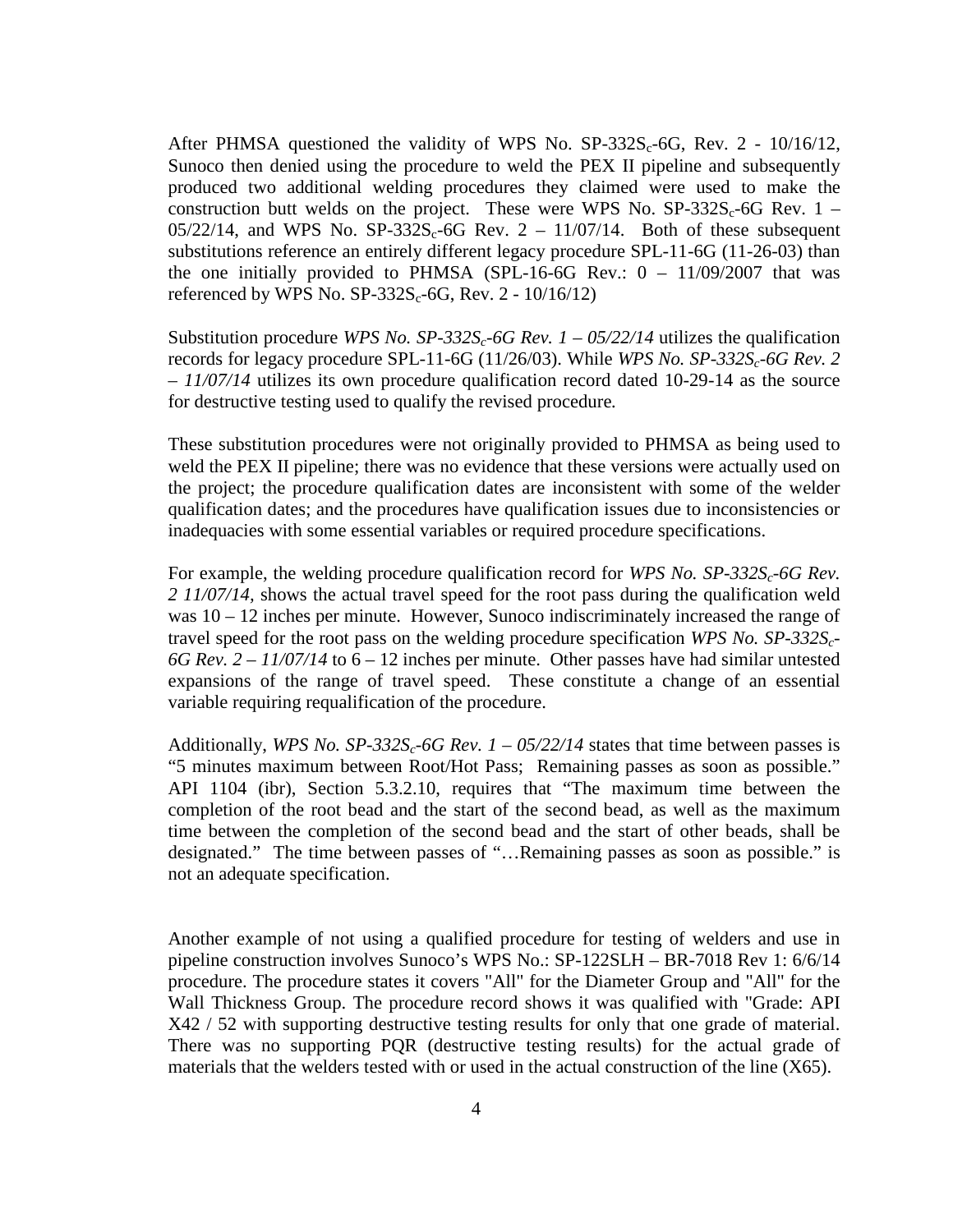After PHMSA questioned the validity of WPS No. SP-332$S_c$-6G, Rev. 2 - 10/16/12, Sunoco then denied using the procedure to weld the PEX II pipeline and subsequently produced two additional welding procedures they claimed were used to make the construction butt welds on the project. These were WPS No. SP-332$S_c$-6G Rev. 1 – 05/22/14, and WPS No. SP-332$S_c$-6G Rev. 2 – 11/07/14. Both of these subsequent substitutions reference an entirely different legacy procedure SPL-11-6G (11-26-03) than the one initially provided to PHMSA (SPL-16-6G Rev.: 0 – 11/09/2007 that was referenced by WPS No. SP-332$S_c$-6G, Rev. 2 - 10/16/12)

Substitution procedure *WPS No. SP-332$S_c$-6G Rev. 1 – 05/22/14* utilizes the qualification records for legacy procedure SPL-11-6G (11/26/03). While *WPS No. SP-332$S_c$-6G Rev. 2 – 11/07/14* utilizes its own procedure qualification record dated 10-29-14 as the source for destructive testing used to qualify the revised procedure.

These substitution procedures were not originally provided to PHMSA as being used to weld the PEX II pipeline; there was no evidence that these versions were actually used on the project; the procedure qualification dates are inconsistent with some of the welder qualification dates; and the procedures have qualification issues due to inconsistencies or inadequacies with some essential variables or required procedure specifications.

For example, the welding procedure qualification record for *WPS No. SP-332$S_c$-6G Rev. 2 11/07/14*, shows the actual travel speed for the root pass during the qualification weld was 10 – 12 inches per minute. However, Sunoco indiscriminately increased the range of travel speed for the root pass on the welding procedure specification *WPS No. SP-332$S_c$-6G Rev. 2 – 11/07/14* to 6 – 12 inches per minute. Other passes have had similar untested expansions of the range of travel speed. These constitute a change of an essential variable requiring requalification of the procedure.

Additionally, *WPS No. SP-332$S_c$-6G Rev. 1 – 05/22/14* states that time between passes is "5 minutes maximum between Root/Hot Pass; Remaining passes as soon as possible." API 1104 (ibr), Section 5.3.2.10, requires that "The maximum time between the completion of the root bead and the start of the second bead, as well as the maximum time between the completion of the second bead and the start of other beads, shall be designated." The time between passes of "…Remaining passes as soon as possible." is not an adequate specification.

Another example of not using a qualified procedure for testing of welders and use in pipeline construction involves Sunoco's WPS No.: SP-122SLH – BR-7018 Rev 1: 6/6/14 procedure. The procedure states it covers "All" for the Diameter Group and "All" for the Wall Thickness Group. The procedure record shows it was qualified with "Grade: API X42 / 52 with supporting destructive testing results for only that one grade of material. There was no supporting PQR (destructive testing results) for the actual grade of materials that the welders tested with or used in the actual construction of the line (X65).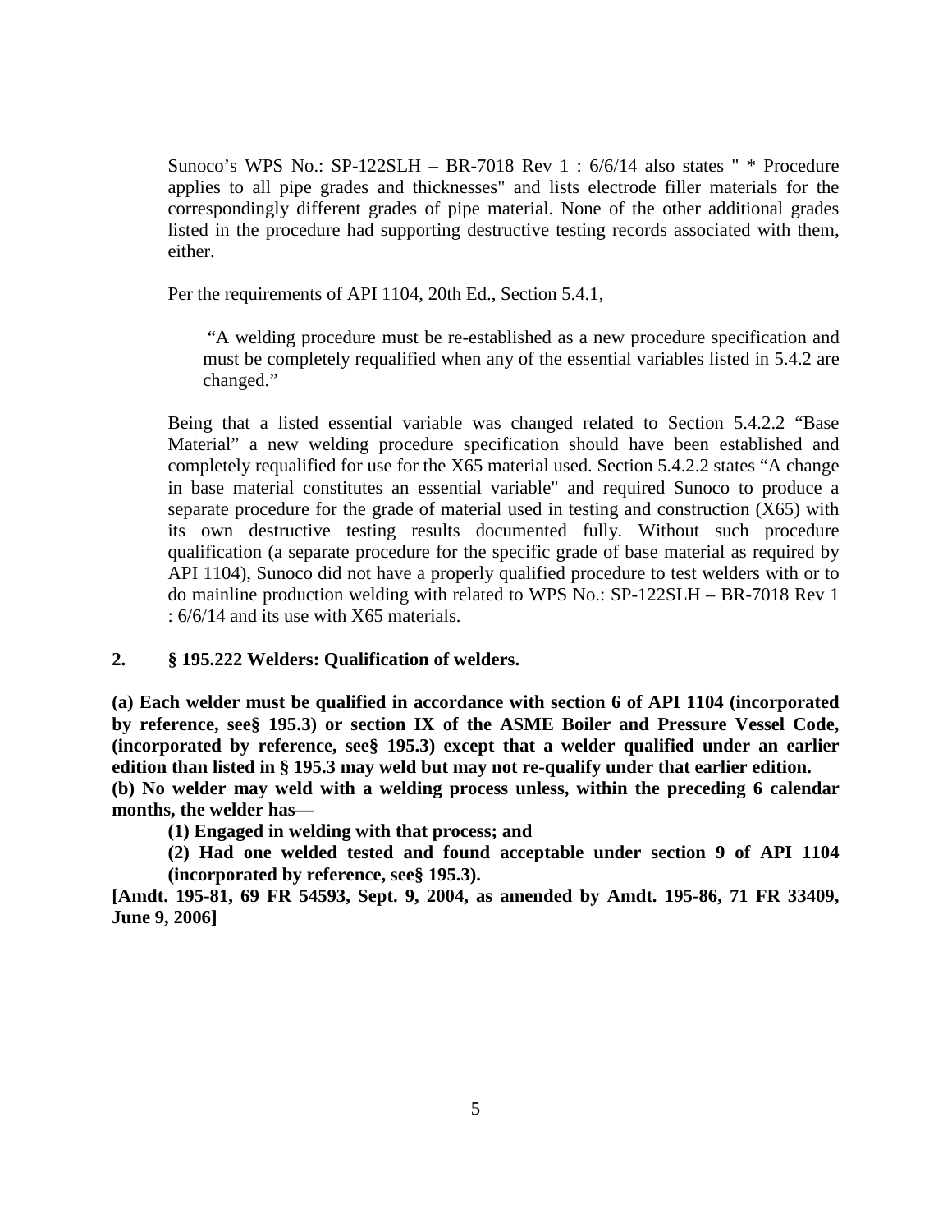Sunoco's WPS No.: SP-122SLH – BR-7018 Rev 1 : 6/6/14 also states " * Procedure applies to all pipe grades and thicknesses" and lists electrode filler materials for the correspondingly different grades of pipe material. None of the other additional grades listed in the procedure had supporting destructive testing records associated with them, either.

Per the requirements of API 1104, 20th Ed., Section 5.4.1,

> "A welding procedure must be re-established as a new procedure specification and must be completely requalified when any of the essential variables listed in 5.4.2 are changed."

Being that a listed essential variable was changed related to Section 5.4.2.2 "Base Material" a new welding procedure specification should have been established and completely requalified for use for the X65 material used. Section 5.4.2.2 states "A change in base material constitutes an essential variable" and required Sunoco to produce a separate procedure for the grade of material used in testing and construction (X65) with its own destructive testing results documented fully. Without such procedure qualification (a separate procedure for the specific grade of base material as required by API 1104), Sunoco did not have a properly qualified procedure to test welders with or to do mainline production welding with related to WPS No.: SP-122SLH – BR-7018 Rev 1 : 6/6/14 and its use with X65 materials.

**2. § 195.222 Welders: Qualification of welders.**

**(a) Each welder must be qualified in accordance with section 6 of API 1104 (incorporated by reference, see§ 195.3) or section IX of the ASME Boiler and Pressure Vessel Code, (incorporated by reference, see§ 195.3) except that a welder qualified under an earlier edition than listed in § 195.3 may weld but may not re-qualify under that earlier edition.**

**(b) No welder may weld with a welding process unless, within the preceding 6 calendar months, the welder has—**

**(1) Engaged in welding with that process; and**

**(2) Had one welded tested and found acceptable under section 9 of API 1104 (incorporated by reference, see§ 195.3).**

**[Amdt. 195-81, 69 FR 54593, Sept. 9, 2004, as amended by Amdt. 195-86, 71 FR 33409, June 9, 2006]**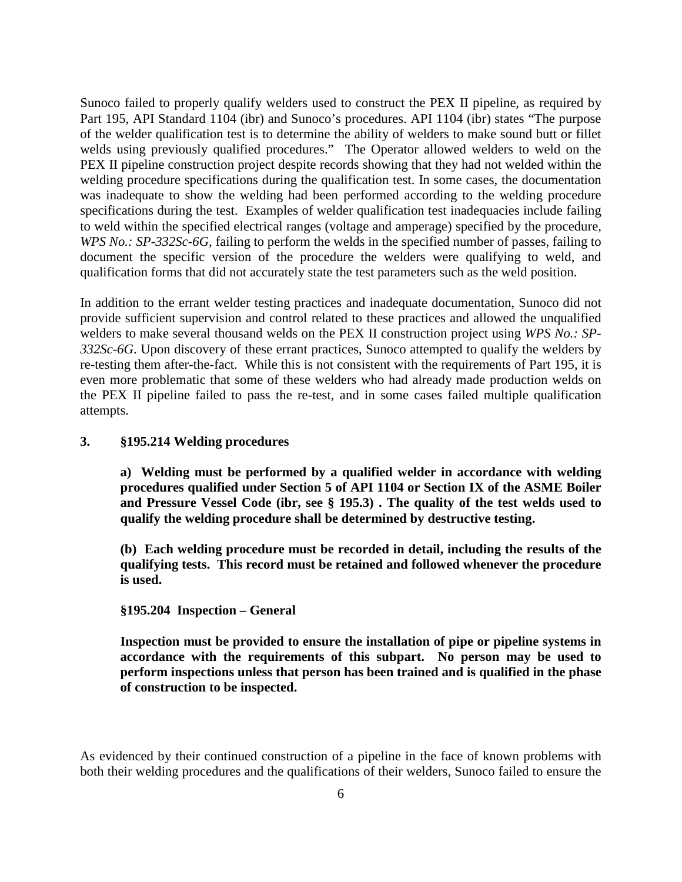Sunoco failed to properly qualify welders used to construct the PEX II pipeline, as required by Part 195, API Standard 1104 (ibr) and Sunoco's procedures. API 1104 (ibr) states "The purpose of the welder qualification test is to determine the ability of welders to make sound butt or fillet welds using previously qualified procedures." The Operator allowed welders to weld on the PEX II pipeline construction project despite records showing that they had not welded within the welding procedure specifications during the qualification test. In some cases, the documentation was inadequate to show the welding had been performed according to the welding procedure specifications during the test. Examples of welder qualification test inadequacies include failing to weld within the specified electrical ranges (voltage and amperage) specified by the procedure, *WPS No.: SP-332Sc-6G,* failing to perform the welds in the specified number of passes, failing to document the specific version of the procedure the welders were qualifying to weld, and qualification forms that did not accurately state the test parameters such as the weld position.

In addition to the errant welder testing practices and inadequate documentation, Sunoco did not provide sufficient supervision and control related to these practices and allowed the unqualified welders to make several thousand welds on the PEX II construction project using *WPS No.: SP-332Sc-6G*. Upon discovery of these errant practices, Sunoco attempted to qualify the welders by re-testing them after-the-fact. While this is not consistent with the requirements of Part 195, it is even more problematic that some of these welders who had already made production welds on the PEX II pipeline failed to pass the re-test, and in some cases failed multiple qualification attempts.

**3. §195.214 Welding procedures**

> **a) Welding must be performed by a qualified welder in accordance with welding procedures qualified under Section 5 of API 1104 or Section IX of the ASME Boiler and Pressure Vessel Code (ibr, see § 195.3) . The quality of the test welds used to qualify the welding procedure shall be determined by destructive testing.**
>
> **(b) Each welding procedure must be recorded in detail, including the results of the qualifying tests. This record must be retained and followed whenever the procedure is used.**
>
> **§195.204 Inspection – General**
>
> **Inspection must be provided to ensure the installation of pipe or pipeline systems in accordance with the requirements of this subpart. No person may be used to perform inspections unless that person has been trained and is qualified in the phase of construction to be inspected.**

As evidenced by their continued construction of a pipeline in the face of known problems with both their welding procedures and the qualifications of their welders, Sunoco failed to ensure the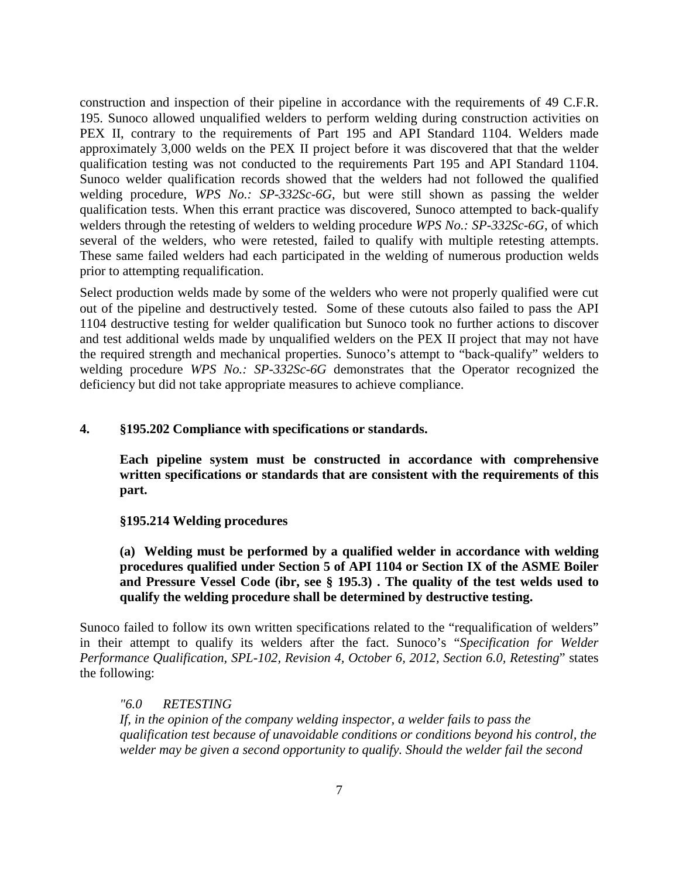construction and inspection of their pipeline in accordance with the requirements of 49 C.F.R. 195. Sunoco allowed unqualified welders to perform welding during construction activities on PEX II, contrary to the requirements of Part 195 and API Standard 1104. Welders made approximately 3,000 welds on the PEX II project before it was discovered that that the welder qualification testing was not conducted to the requirements Part 195 and API Standard 1104. Sunoco welder qualification records showed that the welders had not followed the qualified welding procedure, *WPS No.: SP-332Sc-6G*, but were still shown as passing the welder qualification tests. When this errant practice was discovered, Sunoco attempted to back-qualify welders through the retesting of welders to welding procedure *WPS No.: SP-332Sc-6G*, of which several of the welders, who were retested, failed to qualify with multiple retesting attempts. These same failed welders had each participated in the welding of numerous production welds prior to attempting requalification.

Select production welds made by some of the welders who were not properly qualified were cut out of the pipeline and destructively tested. Some of these cutouts also failed to pass the API 1104 destructive testing for welder qualification but Sunoco took no further actions to discover and test additional welds made by unqualified welders on the PEX II project that may not have the required strength and mechanical properties. Sunoco's attempt to "back-qualify" welders to welding procedure *WPS No.: SP-332Sc-6G* demonstrates that the Operator recognized the deficiency but did not take appropriate measures to achieve compliance.

**4. §195.202 Compliance with specifications or standards.**

**Each pipeline system must be constructed in accordance with comprehensive written specifications or standards that are consistent with the requirements of this part.**

**§195.214 Welding procedures**

**(a) Welding must be performed by a qualified welder in accordance with welding procedures qualified under Section 5 of API 1104 or Section IX of the ASME Boiler and Pressure Vessel Code (ibr, see § 195.3) . The quality of the test welds used to qualify the welding procedure shall be determined by destructive testing.**

Sunoco failed to follow its own written specifications related to the "requalification of welders" in their attempt to qualify its welders after the fact. Sunoco's "*Specification for Welder Performance Qualification, SPL-102, Revision 4, October 6, 2012, Section 6.0, Retesting*" states the following:

> *"6.0 RETESTING*
> *If, in the opinion of the company welding inspector, a welder fails to pass the qualification test because of unavoidable conditions or conditions beyond his control, the welder may be given a second opportunity to qualify. Should the welder fail the second*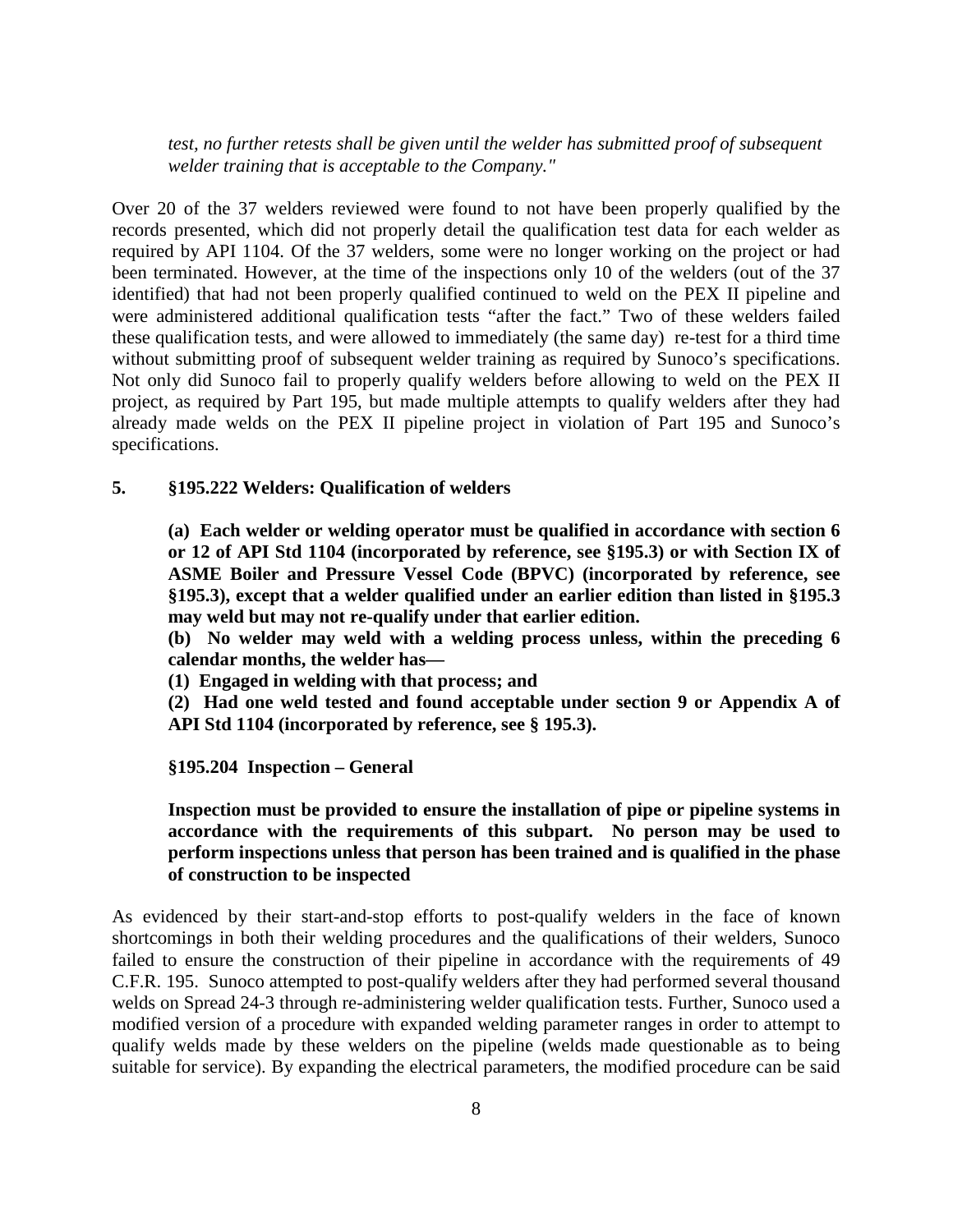*test, no further retests shall be given until the welder has submitted proof of subsequent welder training that is acceptable to the Company."*

Over 20 of the 37 welders reviewed were found to not have been properly qualified by the records presented, which did not properly detail the qualification test data for each welder as required by API 1104. Of the 37 welders, some were no longer working on the project or had been terminated. However, at the time of the inspections only 10 of the welders (out of the 37 identified) that had not been properly qualified continued to weld on the PEX II pipeline and were administered additional qualification tests "after the fact." Two of these welders failed these qualification tests, and were allowed to immediately (the same day) re-test for a third time without submitting proof of subsequent welder training as required by Sunoco's specifications. Not only did Sunoco fail to properly qualify welders before allowing to weld on the PEX II project, as required by Part 195, but made multiple attempts to qualify welders after they had already made welds on the PEX II pipeline project in violation of Part 195 and Sunoco's specifications.

**5. §195.222 Welders: Qualification of welders**

> **(a) Each welder or welding operator must be qualified in accordance with section 6 or 12 of API Std 1104 (incorporated by reference, see §195.3) or with Section IX of ASME Boiler and Pressure Vessel Code (BPVC) (incorporated by reference, see §195.3), except that a welder qualified under an earlier edition than listed in §195.3 may weld but may not re-qualify under that earlier edition.**
>
> **(b) No welder may weld with a welding process unless, within the preceding 6 calendar months, the welder has—**
>
> **(1) Engaged in welding with that process; and**
>
> **(2) Had one weld tested and found acceptable under section 9 or Appendix A of API Std 1104 (incorporated by reference, see § 195.3).**
>
> **§195.204 Inspection – General**
>
> **Inspection must be provided to ensure the installation of pipe or pipeline systems in accordance with the requirements of this subpart. No person may be used to perform inspections unless that person has been trained and is qualified in the phase of construction to be inspected**

As evidenced by their start-and-stop efforts to post-qualify welders in the face of known shortcomings in both their welding procedures and the qualifications of their welders, Sunoco failed to ensure the construction of their pipeline in accordance with the requirements of 49 C.F.R. 195. Sunoco attempted to post-qualify welders after they had performed several thousand welds on Spread 24-3 through re-administering welder qualification tests. Further, Sunoco used a modified version of a procedure with expanded welding parameter ranges in order to attempt to qualify welds made by these welders on the pipeline (welds made questionable as to being suitable for service). By expanding the electrical parameters, the modified procedure can be said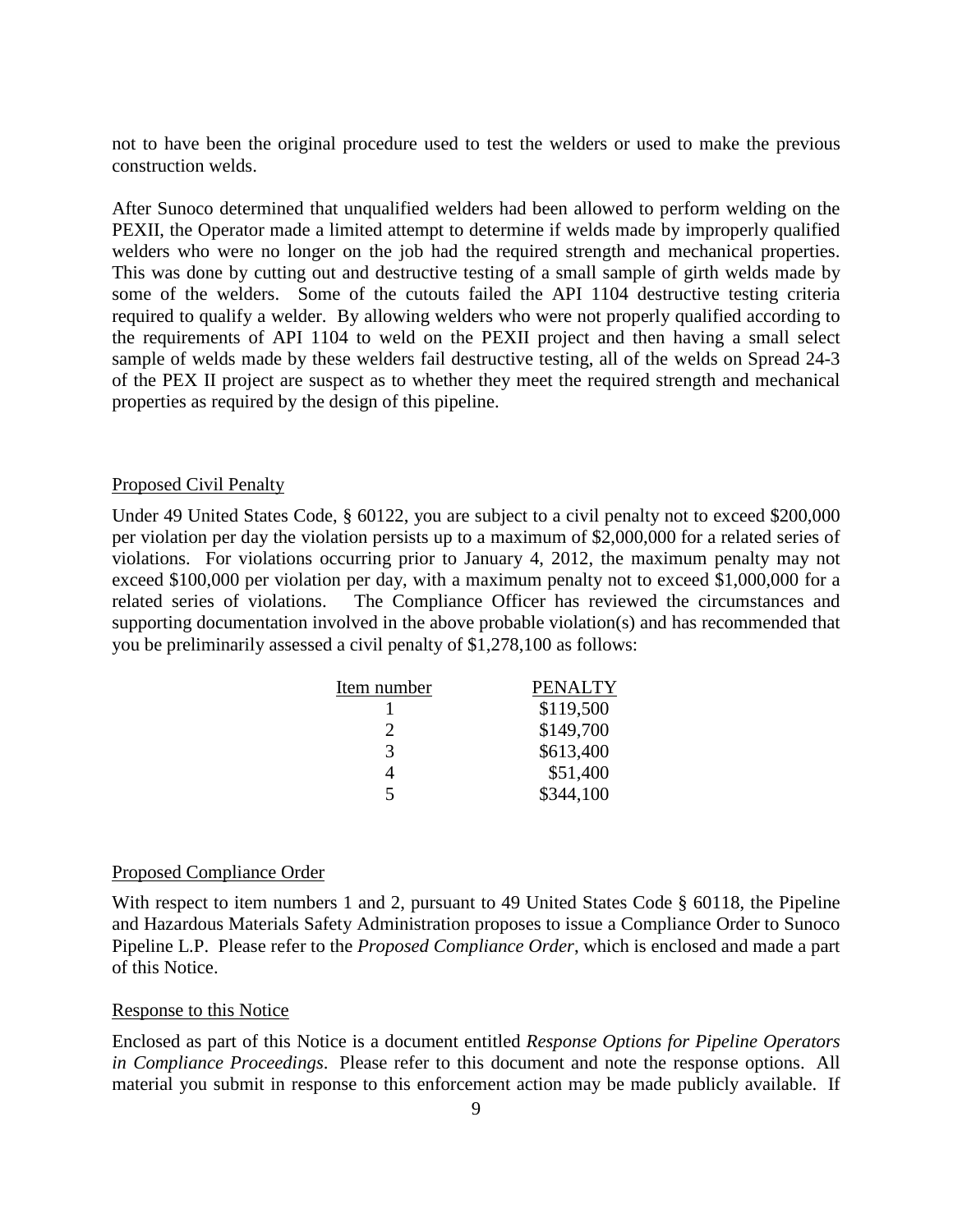not to have been the original procedure used to test the welders or used to make the previous construction welds.

After Sunoco determined that unqualified welders had been allowed to perform welding on the PEXII, the Operator made a limited attempt to determine if welds made by improperly qualified welders who were no longer on the job had the required strength and mechanical properties. This was done by cutting out and destructive testing of a small sample of girth welds made by some of the welders. Some of the cutouts failed the API 1104 destructive testing criteria required to qualify a welder. By allowing welders who were not properly qualified according to the requirements of API 1104 to weld on the PEXII project and then having a small select sample of welds made by these welders fail destructive testing, all of the welds on Spread 24-3 of the PEX II project are suspect as to whether they meet the required strength and mechanical properties as required by the design of this pipeline.

Proposed Civil Penalty

Under 49 United States Code, § 60122, you are subject to a civil penalty not to exceed $200,000 per violation per day the violation persists up to a maximum of $2,000,000 for a related series of violations. For violations occurring prior to January 4, 2012, the maximum penalty may not exceed $100,000 per violation per day, with a maximum penalty not to exceed $1,000,000 for a related series of violations. The Compliance Officer has reviewed the circumstances and supporting documentation involved in the above probable violation(s) and has recommended that you be preliminarily assessed a civil penalty of $1,278,100 as follows:

| Item number | PENALTY |
|---|---|
| 1 | $119,500 |
| 2 | $149,700 |
| 3 | $613,400 |
| 4 | $51,400 |
| 5 | $344,100 |

Proposed Compliance Order

With respect to item numbers 1 and 2, pursuant to 49 United States Code § 60118, the Pipeline and Hazardous Materials Safety Administration proposes to issue a Compliance Order to Sunoco Pipeline L.P. Please refer to the *Proposed Compliance Order*, which is enclosed and made a part of this Notice.

Response to this Notice

Enclosed as part of this Notice is a document entitled *Response Options for Pipeline Operators in Compliance Proceedings*. Please refer to this document and note the response options. All material you submit in response to this enforcement action may be made publicly available. If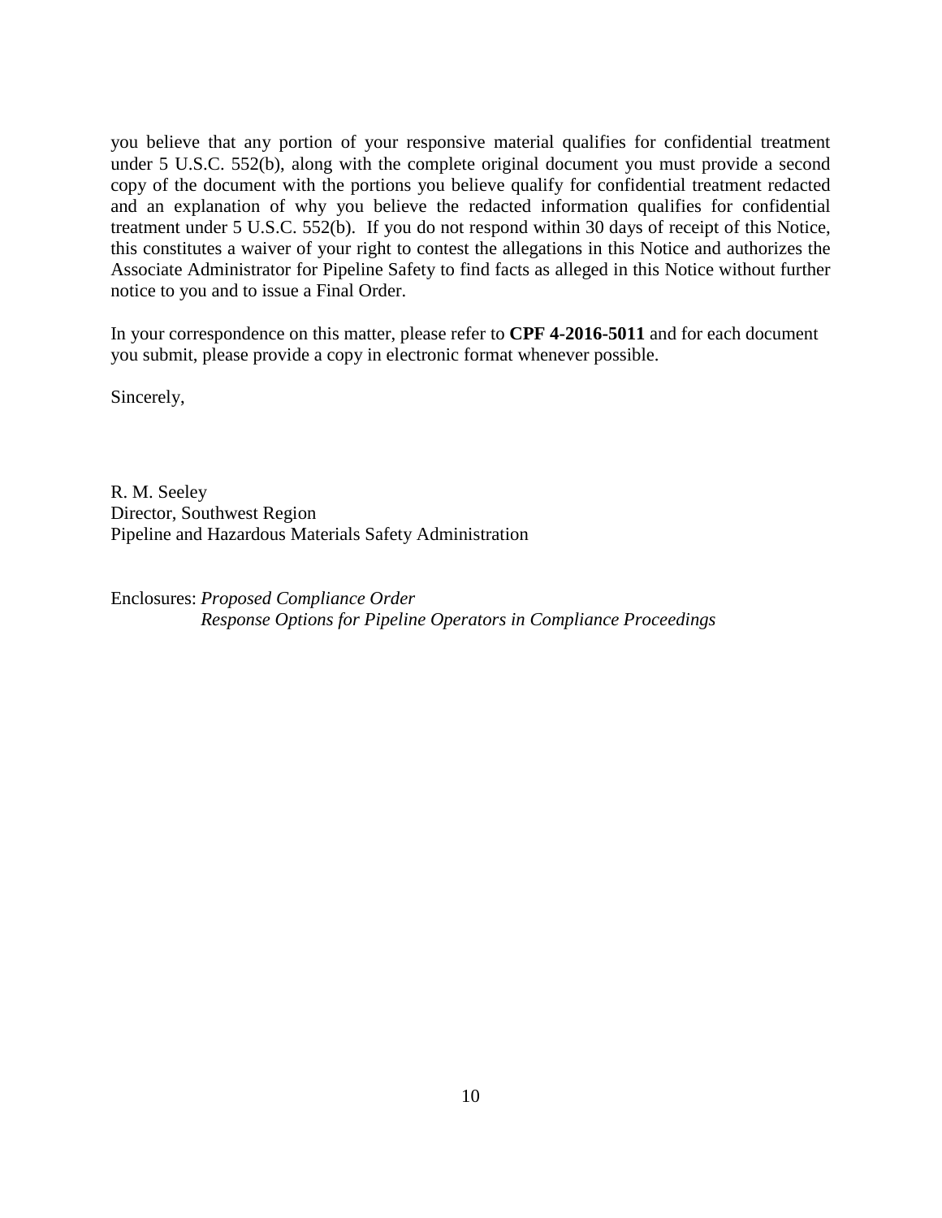you believe that any portion of your responsive material qualifies for confidential treatment under 5 U.S.C. 552(b), along with the complete original document you must provide a second copy of the document with the portions you believe qualify for confidential treatment redacted and an explanation of why you believe the redacted information qualifies for confidential treatment under 5 U.S.C. 552(b). If you do not respond within 30 days of receipt of this Notice, this constitutes a waiver of your right to contest the allegations in this Notice and authorizes the Associate Administrator for Pipeline Safety to find facts as alleged in this Notice without further notice to you and to issue a Final Order.

In your correspondence on this matter, please refer to **CPF 4-2016-5011** and for each document you submit, please provide a copy in electronic format whenever possible.

Sincerely,

R. M. Seeley
Director, Southwest Region
Pipeline and Hazardous Materials Safety Administration

Enclosures: *Proposed Compliance Order*
*Response Options for Pipeline Operators in Compliance Proceedings*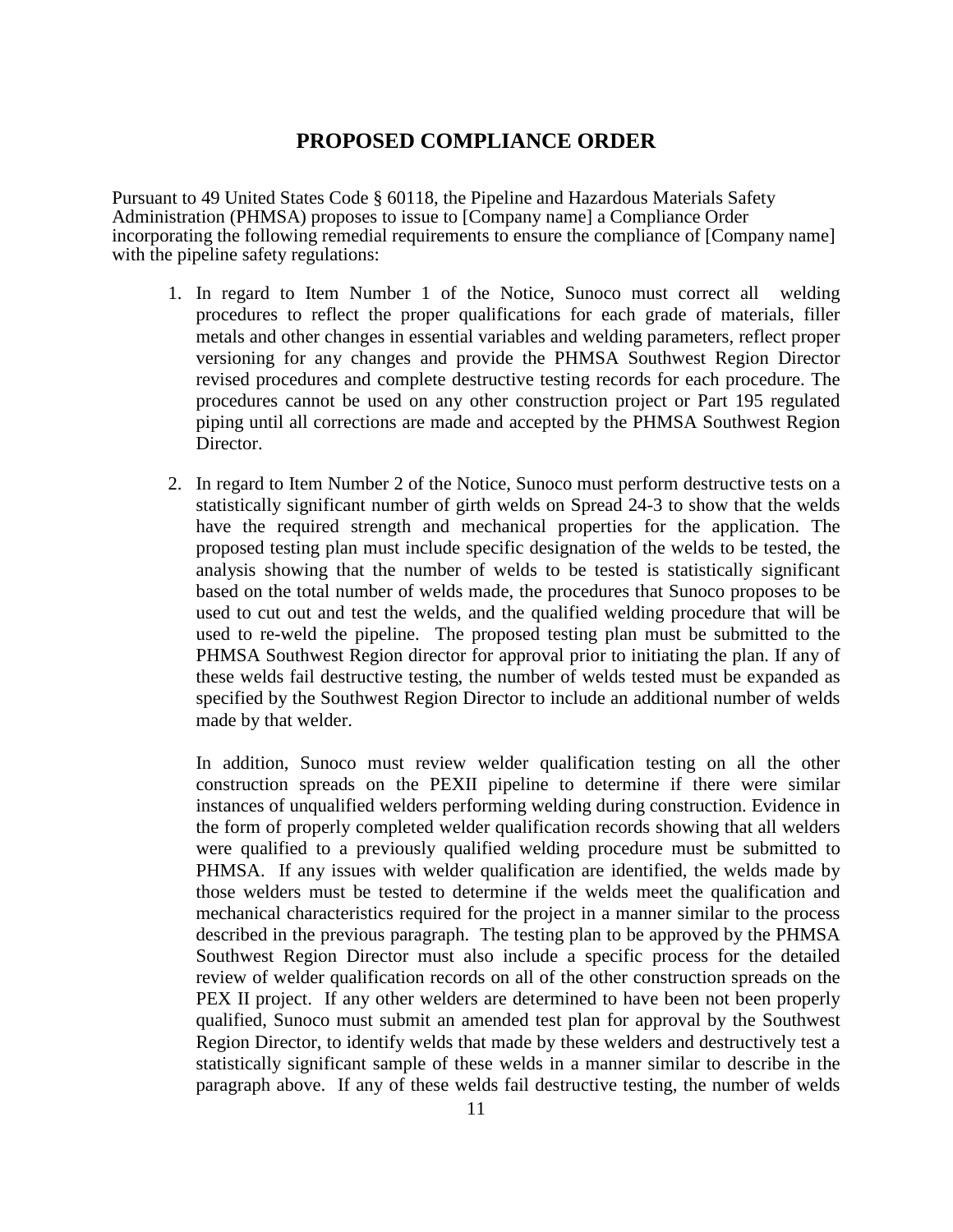## PROPOSED COMPLIANCE ORDER

Pursuant to 49 United States Code § 60118, the Pipeline and Hazardous Materials Safety Administration (PHMSA) proposes to issue to [Company name] a Compliance Order incorporating the following remedial requirements to ensure the compliance of [Company name] with the pipeline safety regulations:

1. In regard to Item Number 1 of the Notice, Sunoco must correct all welding procedures to reflect the proper qualifications for each grade of materials, filler metals and other changes in essential variables and welding parameters, reflect proper versioning for any changes and provide the PHMSA Southwest Region Director revised procedures and complete destructive testing records for each procedure. The procedures cannot be used on any other construction project or Part 195 regulated piping until all corrections are made and accepted by the PHMSA Southwest Region Director.

2. In regard to Item Number 2 of the Notice, Sunoco must perform destructive tests on a statistically significant number of girth welds on Spread 24-3 to show that the welds have the required strength and mechanical properties for the application. The proposed testing plan must include specific designation of the welds to be tested, the analysis showing that the number of welds to be tested is statistically significant based on the total number of welds made, the procedures that Sunoco proposes to be used to cut out and test the welds, and the qualified welding procedure that will be used to re-weld the pipeline. The proposed testing plan must be submitted to the PHMSA Southwest Region director for approval prior to initiating the plan. If any of these welds fail destructive testing, the number of welds tested must be expanded as specified by the Southwest Region Director to include an additional number of welds made by that welder.

   In addition, Sunoco must review welder qualification testing on all the other construction spreads on the PEXII pipeline to determine if there were similar instances of unqualified welders performing welding during construction. Evidence in the form of properly completed welder qualification records showing that all welders were qualified to a previously qualified welding procedure must be submitted to PHMSA. If any issues with welder qualification are identified, the welds made by those welders must be tested to determine if the welds meet the qualification and mechanical characteristics required for the project in a manner similar to the process described in the previous paragraph. The testing plan to be approved by the PHMSA Southwest Region Director must also include a specific process for the detailed review of welder qualification records on all of the other construction spreads on the PEX II project. If any other welders are determined to have been not been properly qualified, Sunoco must submit an amended test plan for approval by the Southwest Region Director, to identify welds that made by these welders and destructively test a statistically significant sample of these welds in a manner similar to describe in the paragraph above. If any of these welds fail destructive testing, the number of welds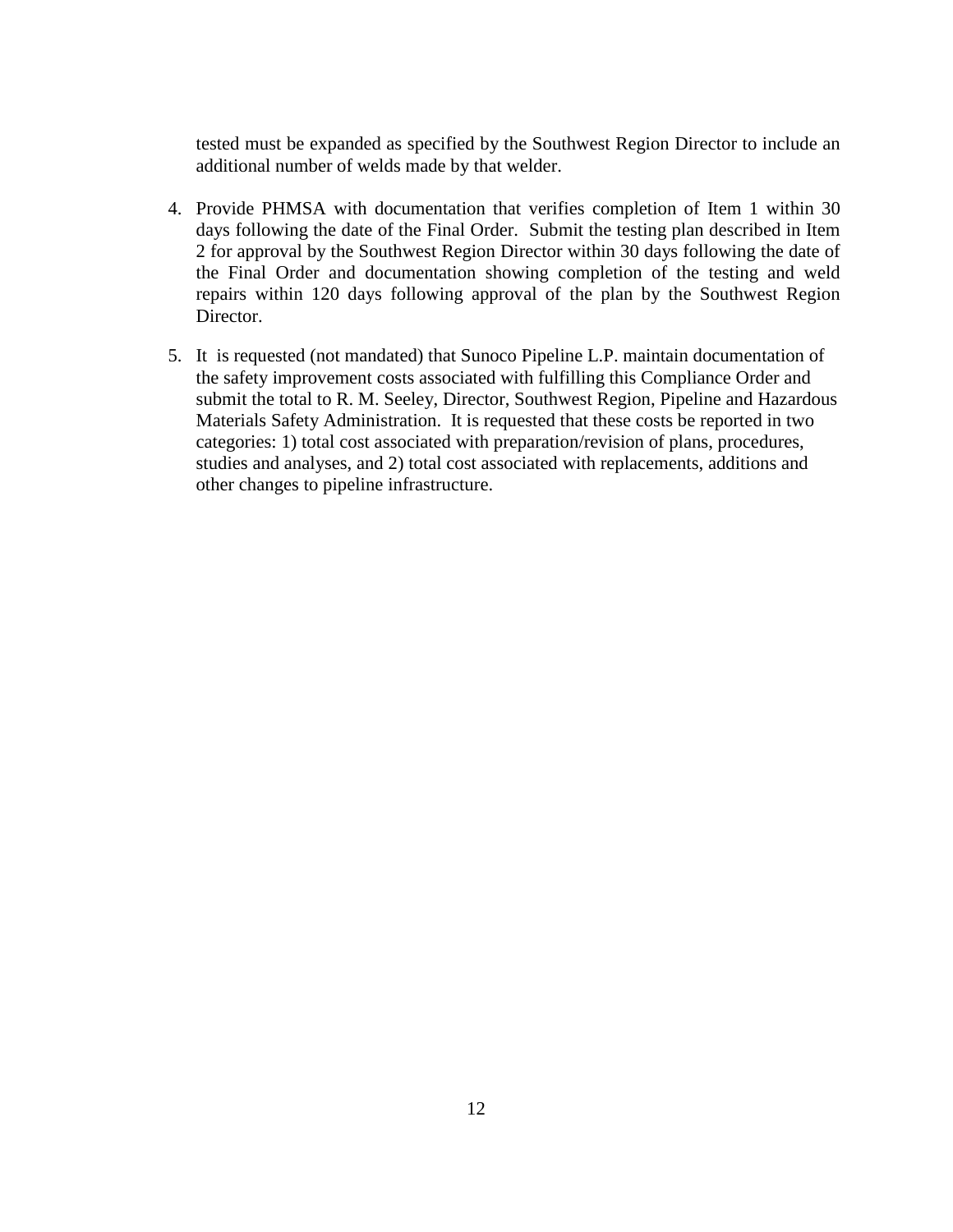tested must be expanded as specified by the Southwest Region Director to include an additional number of welds made by that welder.

4. Provide PHMSA with documentation that verifies completion of Item 1 within 30 days following the date of the Final Order. Submit the testing plan described in Item 2 for approval by the Southwest Region Director within 30 days following the date of the Final Order and documentation showing completion of the testing and weld repairs within 120 days following approval of the plan by the Southwest Region Director.

5. It is requested (not mandated) that Sunoco Pipeline L.P. maintain documentation of the safety improvement costs associated with fulfilling this Compliance Order and submit the total to R. M. Seeley, Director, Southwest Region, Pipeline and Hazardous Materials Safety Administration. It is requested that these costs be reported in two categories: 1) total cost associated with preparation/revision of plans, procedures, studies and analyses, and 2) total cost associated with replacements, additions and other changes to pipeline infrastructure.